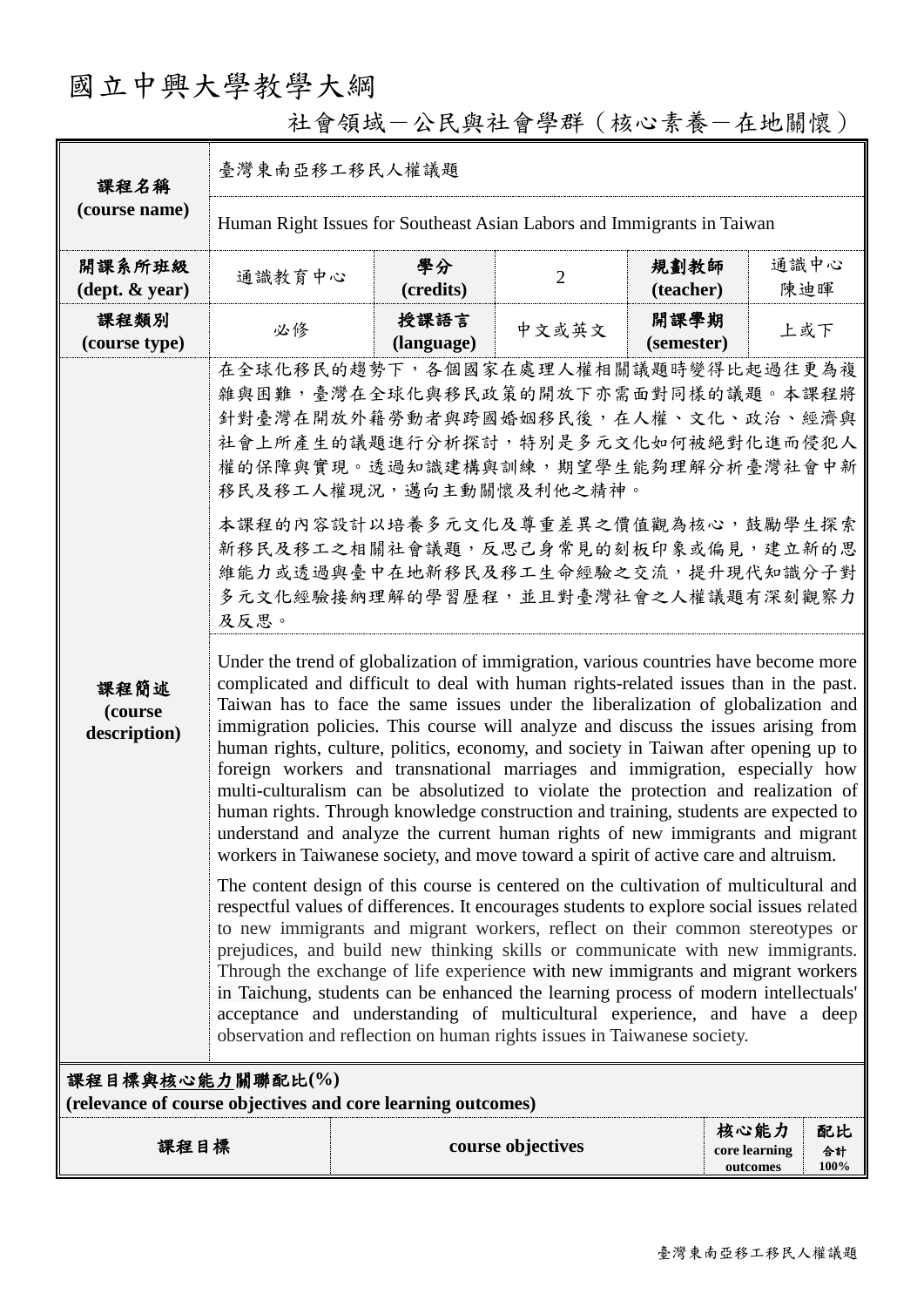# 國立中興大學教學大綱

## 社會領域－公民與社會學群（核心素養－在地關懷）

| 課程名稱 (course name) | 臺灣東南亞移工移民人權議題 | | | | |
|---|---|---|---|---|---|
| | Human Right Issues for Southeast Asian Labors and Immigrants in Taiwan | | | | |
| 開課系所班級 (dept. & year) | 通識教育中心 | 學分 (credits) | 2 | 規劃教師 (teacher) | 通識中心 陳迪暉 |
| 課程類別 (course type) | 必修 | 授課語言 (language) | 中文或英文 | 開課學期 (semester) | 上或下 |
| 課程簡述 (course description) | 在全球化移民的趨勢下，各個國家在處理人權相關議題時變得比起過往更為複雜與困難，臺灣在全球化與移民政策的開放下亦需面對同樣的議題。本課程將針對臺灣在開放外籍勞動者與跨國婚姻移民後，在人權、文化、政治、經濟與社會上所產生的議題進行分析探討，特別是多元文化如何被絕對化進而侵犯人權的保障與實現。透過知識建構與訓練，期望學生能夠理解分析臺灣社會中新移民及移工人權現況，邁向主動關懷及利他之精神。<br><br>本課程的內容設計以培養多元文化及尊重差異之價值觀為核心，鼓勵學生探索新移民及移工之相關社會議題，反思己身常見的刻板印象或偏見，建立新的思維能力或透過與臺中在地新移民及移工生命經驗之交流，提升現代知識分子對多元文化經驗接納理解的學習歷程，並且對臺灣社會之人權議題有深刻觀察力及反思。<br><br>Under the trend of globalization of immigration, various countries have become more complicated and difficult to deal with human rights-related issues than in the past. Taiwan has to face the same issues under the liberalization of globalization and immigration policies. This course will analyze and discuss the issues arising from human rights, culture, politics, economy, and society in Taiwan after opening up to foreign workers and transnational marriages and immigration, especially how multi-culturalism can be absolutized to violate the protection and realization of human rights. Through knowledge construction and training, students are expected to understand and analyze the current human rights of new immigrants and migrant workers in Taiwanese society, and move toward a spirit of active care and altruism.<br><br>The content design of this course is centered on the cultivation of multicultural and respectful values of differences. It encourages students to explore social issues related to new immigrants and migrant workers, reflect on their common stereotypes or prejudices, and build new thinking skills or communicate with new immigrants. Through the exchange of life experience with new immigrants and migrant workers in Taichung, students can be enhanced the learning process of modern intellectuals' acceptance and understanding of multicultural experience, and have a deep observation and reflection on human rights issues in Taiwanese society. | | | | |

**課程目標與核心能力關聯配比(%)**
**(relevance of course objectives and core learning outcomes)**

| 課程目標 | course objectives | 核心能力 core learning outcomes | 配比 合計 100% |
|---|---|---|---|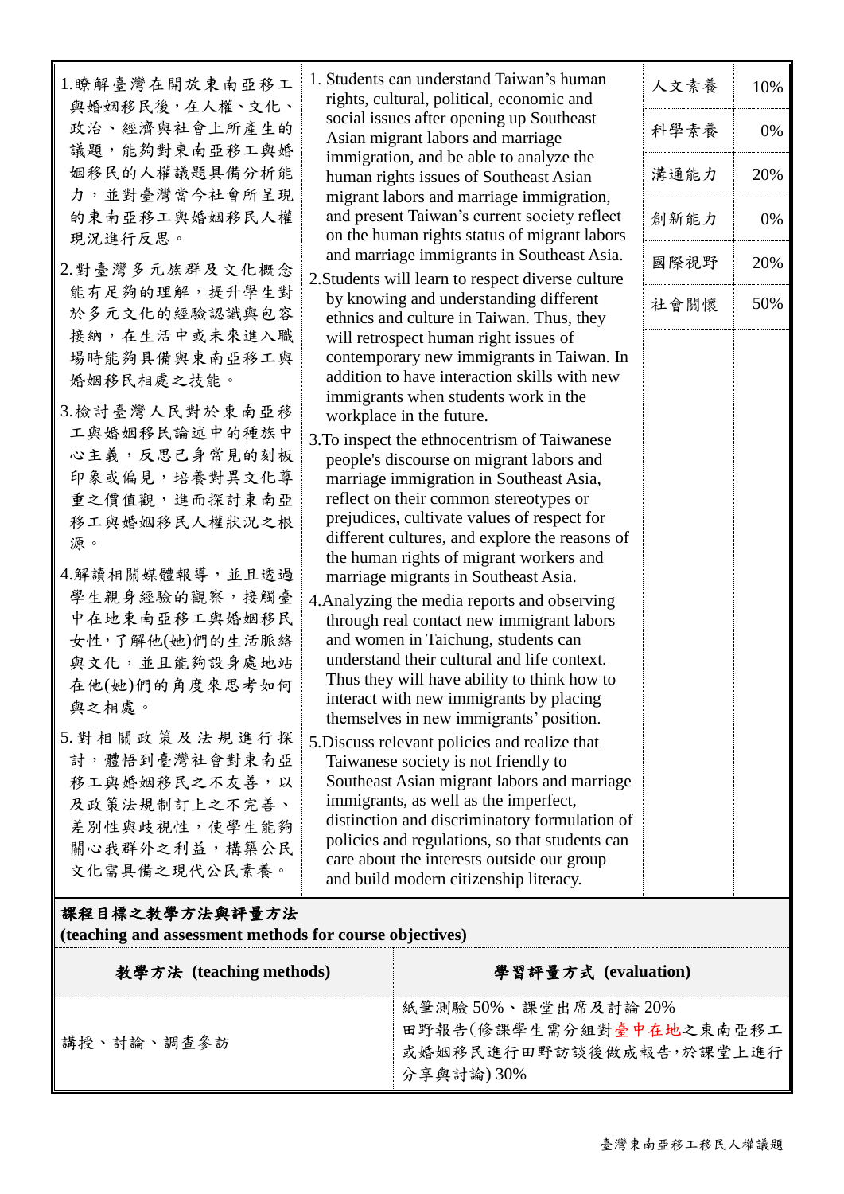| 1.瞭解臺灣在開放東南亞移工與婚姻移民後，在人權、文化、政治、經濟與社會上所產生的議題，能夠對東南亞移工與婚姻移民的人權議題具備分析能力，並對臺灣當今社會所呈現的東南亞移工與婚姻移民人權現況進行反思。<br>2.對臺灣多元族群及文化概念能有足夠的理解，提升學生對於多元文化的經驗認識與包容接納，在生活中或未來進入職場時能夠具備與東南亞移工與婚姻移民相處之技能。<br>3.檢討臺灣人民對於東南亞移工與婚姻移民論述中的種族中心主義，反思己身常見的刻板印象或偏見，培養對異文化尊重之價值觀，進而探討東南亞移工與婚姻移民人權狀況之根源。<br>4.解讀相關媒體報導，並且透過學生親身經驗的觀察，接觸臺中在地東南亞移工與婚姻移民女性，了解他(她)們的生活脈絡與文化，並且能夠設身處地站在他(她)們的角度來思考如何與之相處。<br>5.對相關政策及法規進行探討，體悟到臺灣社會對東南亞移工與婚姻移民之不友善，以及政策法規制訂上之不完善、差別性與歧視性，使學生能夠關心我群外之利益，構築公民文化需具備之現代公民素養。 | 1. Students can understand Taiwan's human rights, cultural, political, economic and social issues after opening up Southeast Asian migrant labors and marriage immigration, and be able to analyze the human rights issues of Southeast Asian migrant labors and marriage immigration, and present Taiwan's current society reflect on the human rights status of migrant labors and marriage immigrants in Southeast Asia.<br>2.Students will learn to respect diverse culture by knowing and understanding different ethnics and culture in Taiwan. Thus, they will retrospect human right issues of contemporary new immigrants in Taiwan. In addition to have interaction skills with new immigrants when students work in the workplace in the future.<br>3.To inspect the ethnocentrism of Taiwanese people's discourse on migrant labors and marriage immigration in Southeast Asia, reflect on their common stereotypes or prejudices, cultivate values of respect for different cultures, and explore the reasons of the human rights of migrant workers and marriage migrants in Southeast Asia.<br>4.Analyzing the media reports and observing through real contact new immigrant labors and women in Taichung, students can understand their cultural and life context. Thus they will have ability to think how to interact with new immigrants by placing themselves in new immigrants' position.<br>5.Discuss relevant policies and realize that Taiwanese society is not friendly to Southeast Asian migrant labors and marriage immigrants, as well as the imperfect, distinction and discriminatory formulation of policies and regulations, so that students can care about the interests outside our group and build modern citizenship literacy. | 人文素養<br>科學素養<br>溝通能力<br>創新能力<br>國際視野<br>社會關懷 | 10%<br>0%<br>20%<br>0%<br>20%<br>50% |
|---|---|---|---|

**課程目標之教學方法與評量方法**
**(teaching and assessment methods for course objectives)**

| 教學方法 (teaching methods) | 學習評量方式 (evaluation) |
|---|---|
| 講授、討論、調查參訪 | 紙筆測驗 50%、課堂出席及討論 20%<br>田野報告(修課學生需分組對臺中在地之東南亞移工或婚姻移民進行田野訪談後做成報告，於課堂上進行分享與討論) 30% |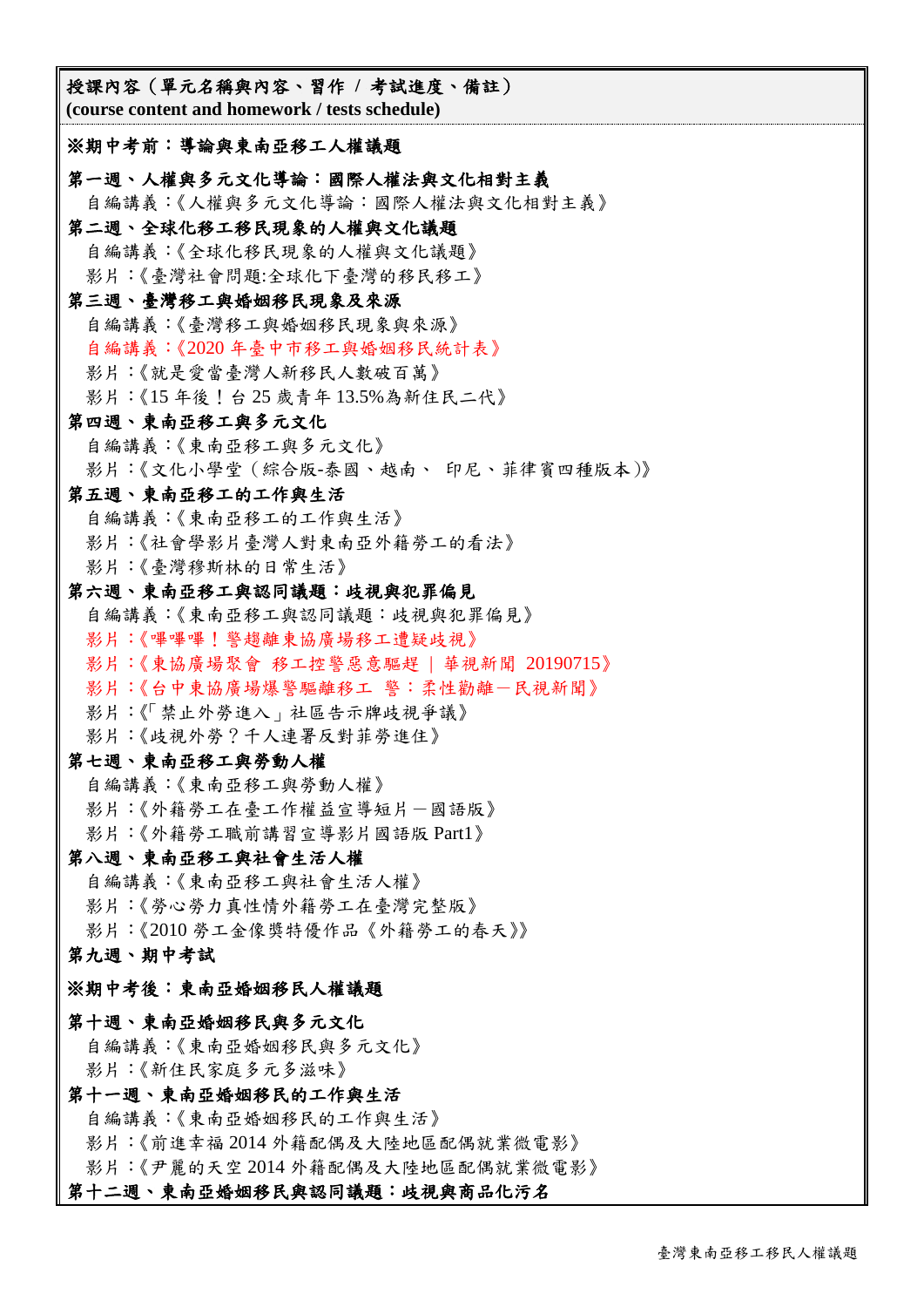**授課內容（單元名稱與內容、習作 / 考試進度、備註）**
**(course content and homework / tests schedule)**

**※期中考前：導論與東南亞移工人權議題**

**第一週、人權與多元文化導論：國際人權法與文化相對主義**
自編講義：《人權與多元文化導論：國際人權法與文化相對主義》

**第二週、全球化移工移民現象的人權與文化議題**
自編講義：《全球化移民現象的人權與文化議題》
影片：《臺灣社會問題:全球化下臺灣的移民移工》

**第三週、臺灣移工與婚姻移民現象及來源**
自編講義：《臺灣移工與婚姻移民現象與來源》
自編講義：《2020 年臺中市移工與婚姻移民統計表》
影片：《就是愛當臺灣人新移民人數破百萬》
影片：《15 年後！台 25 歲青年 13.5%為新住民二代》

**第四週、東南亞移工與多元文化**
自編講義：《東南亞移工與多元文化》
影片：《文化小學堂（綜合版-泰國、越南、 印尼、菲律賓四種版本)》

**第五週、東南亞移工的工作與生活**
自編講義：《東南亞移工的工作與生活》
影片：《社會學影片臺灣人對東南亞外籍勞工的看法》
影片：《臺灣穆斯林的日常生活》

**第六週、東南亞移工與認同議題：歧視與犯罪偏見**
自編講義：《東南亞移工與認同議題：歧視與犯罪偏見》
影片：《嗶嗶嗶！警趨離東協廣場移工遭疑歧視》
影片：《東協廣場聚會 移工控警惡意驅趕 ｜ 華視新聞 20190715》
影片：《台中東協廣場爆警驅離移工 警：柔性勸離－民視新聞》
影片：《「禁止外勞進入」社區告示牌歧視爭議》
影片：《歧視外勞？千人連署反對菲勞進住》

**第七週、東南亞移工與勞動人權**
自編講義：《東南亞移工與勞動人權》
影片：《外籍勞工在臺工作權益宣導短片－國語版》
影片：《外籍勞工職前講習宣導影片國語版 Part1》

**第八週、東南亞移工與社會生活人權**
自編講義：《東南亞移工與社會生活人權》
影片：《勞心勞力真性情外籍勞工在臺灣完整版》
影片：《2010 勞工金像獎特優作品《外籍勞工的春天》》

**第九週、期中考試**

**※期中考後：東南亞婚姻移民人權議題**

**第十週、東南亞婚姻移民與多元文化**
自編講義：《東南亞婚姻移民與多元文化》
影片：《新住民家庭多元多滋味》

**第十一週、東南亞婚姻移民的工作與生活**
自編講義：《東南亞婚姻移民的工作與生活》
影片：《前進幸福 2014 外籍配偶及大陸地區配偶就業微電影》
影片：《尹麗的天空 2014 外籍配偶及大陸地區配偶就業微電影》

**第十二週、東南亞婚姻移民與認同議題：歧視與商品化污名**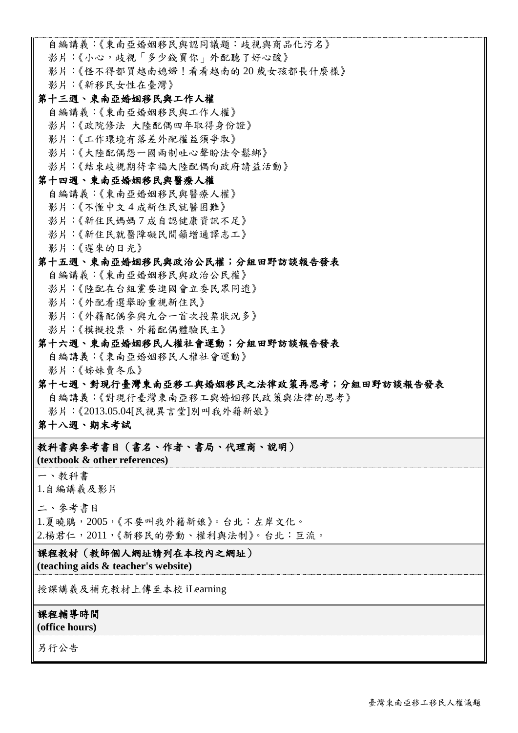自編講義：《東南亞婚姻移民與認同議題：歧視與商品化污名》

影片：《小心，歧視「多少錢買你」外配聽了好心酸》

影片：《怪不得都買越南媳婦！看看越南的 20 歲女孩都長什麼樣》

影片：《新移民女性在臺灣》

**第十三週、東南亞婚姻移民與工作人權**

自編講義：《東南亞婚姻移民與工作人權》

影片：《政院修法 大陸配偶四年取得身份證》

影片：《工作環境有落差外配權益須爭取》

影片：《大陸配偶怨一國兩制吐心聲盼法令鬆綁》

影片：《結束歧視期待幸福大陸配偶向政府請益活動》

**第十四週、東南亞婚姻移民與醫療人權**

自編講義：《東南亞婚姻移民與醫療人權》

影片：《不懂中文 4 成新住民就醫困難》

影片：《新住民媽媽 7 成自認健康資訊不足》

影片：《新住民就醫障礙民間籲增通譯志工》

影片：《遲來的日光》

**第十五週、東南亞婚姻移民與政治公民權；分組田野訪談報告發表**

自編講義：《東南亞婚姻移民與政治公民權》

影片：《陸配在台組黨要進國會立委民眾同遣》

影片：《外配看選舉盼重視新住民》

影片：《外籍配偶參與九合一首次投票狀況多》

影片：《模擬投票、外籍配偶體驗民主》

**第十六週、東南亞婚姻移民人權社會運動；分組田野訪談報告發表**

自編講義：《東南亞婚姻移民人權社會運動》

影片：《姊妹賣冬瓜》

**第十七週、對現行臺灣東南亞移工與婚姻移民之法律政策再思考；分組田野訪談報告發表**

自編講義：《對現行臺灣東南亞移工與婚姻移民政策與法律的思考》

影片：《2013.05.04[民視異言堂]別叫我外籍新娘》

**第十八週、期末考試**

**教科書與參考書目（書名、作者、書局、代理商、說明）**
**(textbook & other references)**

一、教科書

1.自編講義及影片

二、參考書目

1.夏曉鵑，2005，《不要叫我外籍新娘》。台北：左岸文化。

2.楊君仁，2011，《新移民的勞動、權利與法制》。台北：巨流。

**課程教材（教師個人網址請列在本校內之網址）**
**(teaching aids & teacher's website)**

授課講義及補充教材上傳至本校 iLearning

**課程輔導時間**
**(office hours)**

另行公告